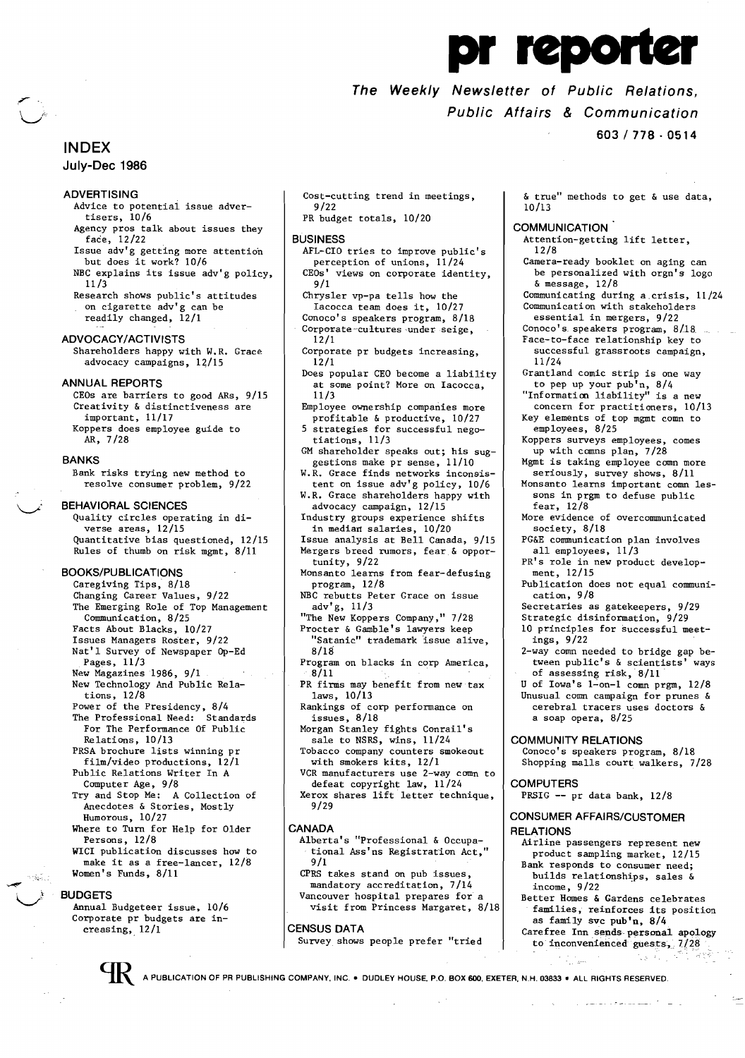# pr reporter

*The Weekly Newsletter of Public Relations, Public Affairs & Communication*

603 / 778 - 0514

## INDEX

### July-Dec 1986

**ADVERTISING**
- Advice to potential issue advertisers, 10/6
- Agency pros talk about issues they face, 12/22
- Issue adv'g getting more attention but does it work? 10/6
- NBC explains its issue adv'g policy, 11/3
- Research shows public's attitudes on cigarette adv'g can be readily changed, 12/1

**ADVOCACY/ACTIVISTS**
- Shareholders happy with W.R. Grace advocacy campaigns, 12/15

**ANNUAL REPORTS**
- CEOs are barriers to good ARs, 9/15
- Creativity & distinctiveness are important, 11/17
- Koppers does employee guide to AR, 7/28

**BANKS**
- Bank risks trying new method to resolve consumer problem, 9/22

**BEHAVIORAL SCIENCES**
- Quality circles operating in diverse areas, 12/15
- Quantitative bias questioned, 12/15
- Rules of thumb on risk mgmt, 8/11

**BOOKS/PUBLICATIONS**
- Caregiving Tips, 8/18
- Changing Career Values, 9/22
- The Emerging Role of Top Management Communication, 8/25
- Facts About Blacks, 10/27
- Issues Managers Roster, 9/22
- Nat'l Survey of Newspaper Op-Ed Pages, 11/3
- New Magazines 1986, 9/1
- New Technology And Public Relations, 12/8
- Power of the Presidency, 8/4
- The Professional Need: Standards For The Performance Of Public Relations, 10/13
- PRSA brochure lists winning pr film/video productions, 12/1
- Public Relations Writer In A Computer Age, 9/8
- Try and Stop Me: A Collection of Anecdotes & Stories, Mostly Humorous, 10/27
- Where to Turn for Help for Older Persons, 12/8
- WICI publication discusses how to make it as a free-lancer, 12/8
- Women's Funds, 8/11

**BUDGETS**
- Annual Budgeteer issue, 10/6
- Corporate pr budgets are increasing, 12/1
- Cost-cutting trend in meetings, 9/22
- PR budget totals, 10/20

**BUSINESS**
- AFL-CIO tries to improve public's perception of unions, 11/24
- CEOs' views on corporate identity, 9/1
- Chrysler vp-pa tells how the Iacocca team does it, 10/27
- Conoco's speakers program, 8/18
- Corporate cultures under seige, 12/1
- Corporate pr budgets increasing, 12/1
- Does popular CEO become a liability at some point? More on Iacocca, 11/3
- Employee ownership companies more profitable & productive, 10/27
- 5 strategies for successful negotiations, 11/3
- GM shareholder speaks out; his suggestions make pr sense, 11/10
- W.R. Grace finds networks inconsistent on issue adv'g policy, 10/6
- W.R. Grace shareholders happy with advocacy campaign, 12/15
- Industry groups experience shifts in median salaries, 10/20
- Issue analysis at Bell Canada, 9/15
- Mergers breed rumors, fear & opportunity, 9/22
- Monsanto learns from fear-defusing program, 12/8
- NBC rebutts Peter Grace on issue adv'g, 11/3
- "The New Koppers Company," 7/28
- Procter & Gamble's lawyers keep "Satanic" trademark issue alive, 8/18
- Program on blacks in corp America, 8/11
- PR firms may benefit from new tax laws, 10/13
- Rankings of corp performance on issues, 8/18
- Morgan Stanley fights Conrail's sale to NSRS, wins, 11/24
- Tobacco company counters smokeout with smokers kits, 12/1
- VCR manufacturers use 2-way comn to defeat copyright law, 11/24
- Xerox shares lift letter technique, 9/29

**CANADA**
- Alberta's "Professional & Occupational Ass'ns Registration Act," 9/1
- CPRS takes stand on pub issues, mandatory accreditation, 7/14
- Vancouver hospital prepares for a visit from Princess Margaret, 8/18

**CENSUS DATA**
- Survey shows people prefer "tried & true" methods to get & use data, 10/13

**COMMUNICATION**
- Attention-getting lift letter, 12/8
- Camera-ready booklet on aging can be personalized with orgn's logo & message, 12/8
- Communicating during a crisis, 11/24
- Communication with stakeholders essential in mergers, 9/22
- Conoco's speakers program, 8/18
- Face-to-face relationship key to successful grassroots campaign, 11/24
- Grantland comic strip is one way to pep up your pub'n, 8/4
- "Information liability" is a new concern for practitioners, 10/13
- Key elements of top mgmt comn to employees, 8/25
- Koppers surveys employees, comes up with comns plan, 7/28
- Mgmt is taking employee comn more seriously, survey shows, 8/11
- Monsanto learns important comn lessons in prgm to defuse public fear, 12/8
- More evidence of overcommunicated society, 8/18
- PG&E communication plan involves all employees, 11/3
- PR's role in new product development, 12/15
- Publication does not equal communication, 9/8
- Secretaries as gatekeepers, 9/29
- Strategic disinformation, 9/29
- 10 principles for successful meetings, 9/22
- 2-way comn needed to bridge gap between public's & scientists' ways of assessing risk, 8/11
- U of Iowa's 1-on-1 comn prgm, 12/8
- Unusual comn campaign for prunes & cerebral tracers uses doctors & a soap opera, 8/25

**COMMUNITY RELATIONS**
- Conoco's speakers program, 8/18
- Shopping malls court walkers, 7/28

**COMPUTERS**
- PRSIG -- pr data bank, 12/8

**CONSUMER AFFAIRS/CUSTOMER RELATIONS**
- Airline passengers represent new product sampling market, 12/15
- Bank responds to consumer need; builds relationships, sales & income, 9/22
- Better Homes & Gardens celebrates families, reinforces its position as family svc pub'n, 8/4
- Carefree Inn sends personal apology to inconvenienced guests, 7/28

A PUBLICATION OF PR PUBLISHING COMPANY, INC. • DUDLEY HOUSE, P.O. BOX 600, EXETER, N.H. 03833 • ALL RIGHTS RESERVED.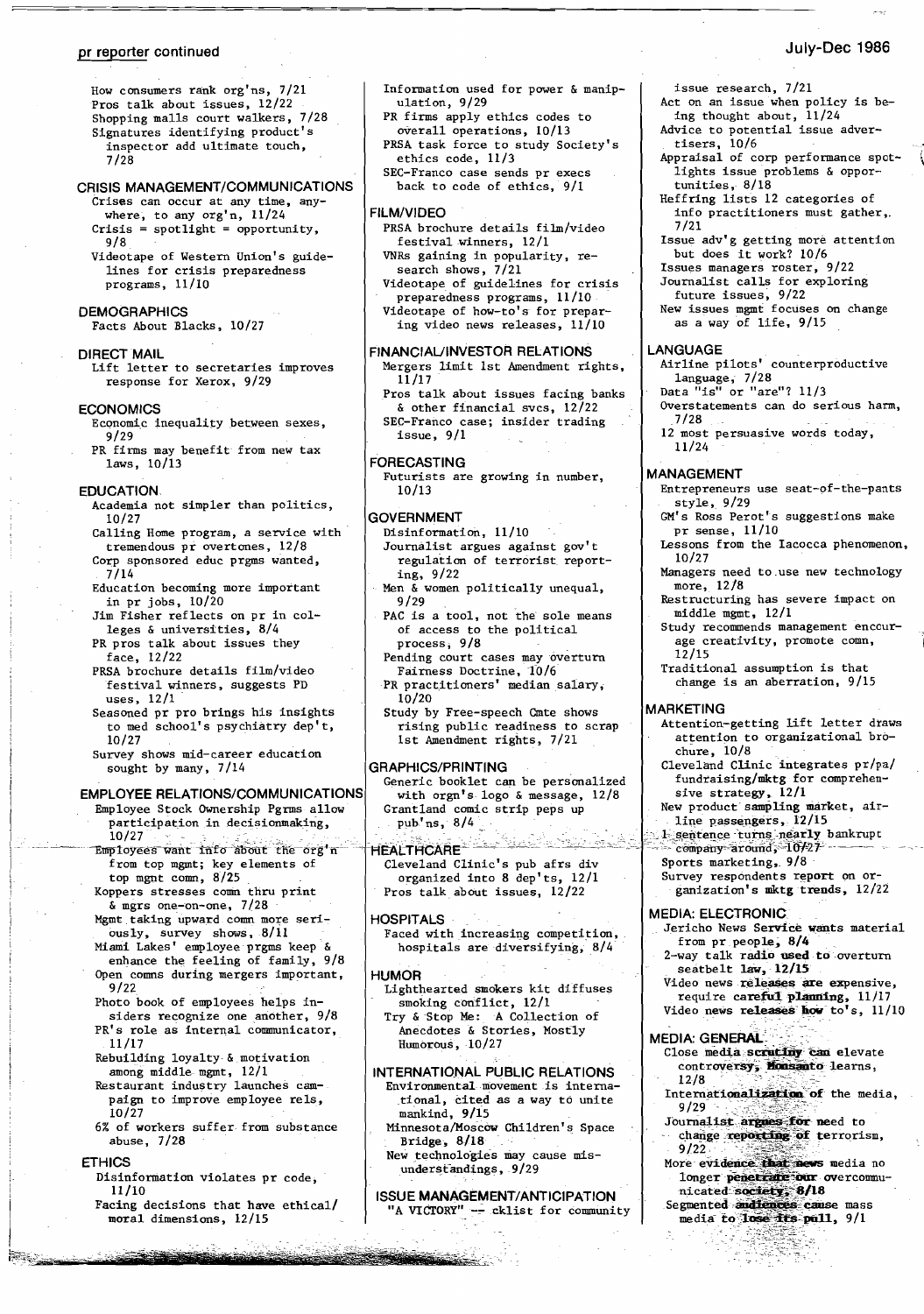How consumers rank org'ns, 7/21
Pros talk about issues, 12/22
Shopping malls court walkers, 7/28
Signatures identifying product's inspector add ultimate touch, 7/28

## CRISIS MANAGEMENT/COMMUNICATIONS

Crises can occur at any time, anywhere, to any org'n, 11/24
Crisis = spotlight = opportunity, 9/8
Videotape of Western Union's guidelines for crisis preparedness programs, 11/10

## DEMOGRAPHICS

Facts About Blacks, 10/27

## DIRECT MAIL

Lift letter to secretaries improves response for Xerox, 9/29

## ECONOMICS

Economic inequality between sexes, 9/29
PR firms may benefit from new tax laws, 10/13

## EDUCATION

Academia not simpler than politics, 10/27
Calling Home program, a service with tremendous pr overtones, 12/8
Corp sponsored educ prgms wanted, 7/14
Education becoming more important in pr jobs, 10/20
Jim Fisher reflects on pr in colleges & universities, 8/4
PR pros talk about issues they face, 12/22
PRSA brochure details film/video festival winners, suggests PD uses, 12/1
Seasoned pr pro brings his insights to med school's psychiatry dep't, 10/27
Survey shows mid-career education sought by many, 7/14

## EMPLOYEE RELATIONS/COMMUNICATIONS

Employee Stock Ownership Pgrms allow participation in decisionmaking, 10/27
Employees want info about the org'n from top mgmt; key elements of top mgnt comn, 8/25
Koppers stresses comn thru print & mgrs one-on-one, 7/28
Mgmt taking upward comn more seriously, survey shows, 8/11
Miami Lakes' employee prgms keep & enhance the feeling of family, 9/8
Open comns during mergers important, 9/22
Photo book of employees helps insiders recognize one another, 9/8
PR's role as internal communicator, 11/17
Rebuilding loyalty & motivation among middle mgmt, 12/1
Restaurant industry launches campaign to improve employee rels, 10/27
6% of workers suffer from substance abuse, 7/28

## ETHICS

Disinformation violates pr code, 11/10
Facing decisions that have ethical/moral dimensions, 12/15
Information used for power & manipulation, 9/29
PR firms apply ethics codes to overall operations, 10/13
PRSA task force to study Society's ethics code, 11/3
SEC-Franco case sends pr execs back to code of ethics, 9/1

## FILM/VIDEO

PRSA brochure details film/video festival winners, 12/1
VNRs gaining in popularity, research shows, 7/21
Videotape of guidelines for crisis preparedness programs, 11/10
Videotape of how-to's for preparing video news releases, 11/10

## FINANCIAL/INVESTOR RELATIONS

Mergers limit 1st Amendment rights, 11/17
Pros talk about issues facing banks & other financial svcs, 12/22
SEC-Franco case; insider trading issue, 9/1

## FORECASTING

Futurists are growing in number, 10/13

## GOVERNMENT

Disinformation, 11/10
Journalist argues against gov't regulation of terrorist reporting, 9/22
Men & women politically unequal, 9/29
PAC is a tool, not the sole means of access to the political process, 9/8
Pending court cases may overturn Fairness Doctrine, 10/6
PR practitioners' median salary, 10/20
Study by Free-speech Cmte shows rising public readiness to scrap 1st Amendment rights, 7/21

## GRAPHICS/PRINTING

Generic booklet can be personalized with orgn's logo & message, 12/8
Grantland comic strip peps up pub'ns, 8/4

## HEALTHCARE

Cleveland Clinic's pub afrs div organized into 8 dep'ts, 12/1
Pros talk about issues, 12/22

## HOSPITALS

Faced with increasing competition, hospitals are diversifying, 8/4

## HUMOR

Lighthearted smokers kit diffuses smoking conflict, 12/1
Try & Stop Me: A Collection of Anecdotes & Stories, Mostly Humorous, 10/27

## INTERNATIONAL PUBLIC RELATIONS

Environmental movement is international, cited as a way to unite mankind, 9/15
Minnesota/Moscow Children's Space Bridge, 8/18
New technologies may cause misunderstandings, 9/29

## ISSUE MANAGEMENT/ANTICIPATION

"A VICTORY" -- cklist for community issue research, 7/21
Act on an issue when policy is being thought about, 11/24
Advice to potential issue advertisers, 10/6
Appraisal of corp performance spotlights issue problems & opportunities, 8/18
Heffring lists 12 categories of info practitioners must gather, 7/21
Issue adv'g getting more attention but does it work? 10/6
Issues managers roster, 9/22
Journalist calls for exploring future issues, 9/22
New issues mgmt focuses on change as a way of life, 9/15

## LANGUAGE

Airline pilots' counterproductive language, 7/28
Data "is" or "are"? 11/3
Overstatements can do serious harm, 7/28
12 most persuasive words today, 11/24

## MANAGEMENT

Entrepreneurs use seat-of-the-pants style, 9/29
GM's Ross Perot's suggestions make pr sense, 11/10
Lessons from the Iacocca phenomenon, 10/27
Managers need to use new technology more, 12/8
Restructuring has severe impact on middle mgmt, 12/1
Study recommends management encourage creativity, promote comn, 12/15
Traditional assumption is that change is an aberration, 9/15

## MARKETING

Attention-getting lift letter draws attention to organizational brochure, 10/8
Cleveland Clinic integrates pr/pa/fundraising/mktg for comprehensive strategy, 12/1
New product sampling market, airline passengers, 12/15
1 sentence turns nearly bankrupt company around, 10/27
Sports marketing, 9/8
Survey respondents report on organization's mktg trends, 12/22

## MEDIA: ELECTRONIC

Jericho News Service wants material from pr people, 8/4
2-way talk radio used to overturn seatbelt law, 12/15
Video news releases are expensive, require careful planning, 11/17
Video news releases how to's, 11/10

## MEDIA: GENERAL

Close media scrutiny can elevate controversy, Monsanto learns, 12/8
Internationalization of the media, 9/29
Journalist argues for need to change reporting of terrorism, 9/22
More evidence that news media no longer penetrate our overcommunicated society, 8/18
Segmented audiences cause mass media to lose its pull, 9/1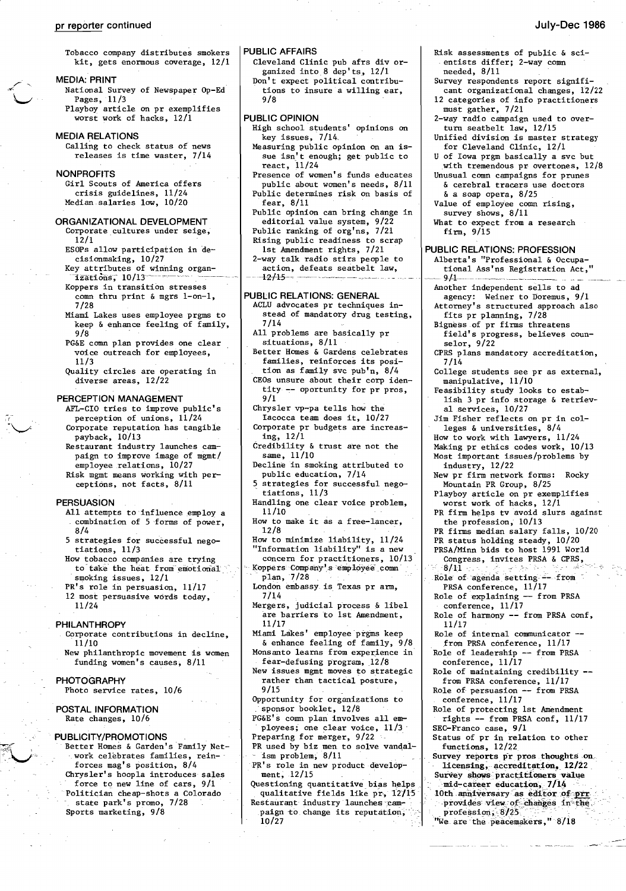Tobacco company distributes smokers kit, gets enormous coverage, 12/1

## MEDIA: PRINT

- National Survey of Newspaper Op-Ed Pages, 11/3
- Playboy article on pr exemplifies worst work of hacks, 12/1

## MEDIA RELATIONS

- Calling to check status of news releases is time waster, 7/14

## NONPROFITS

- Girl Scouts of America offers crisis guidelines, 11/24
- Median salaries low, 10/20

## ORGANIZATIONAL DEVELOPMENT

- Corporate cultures under seige, 12/1
- ESOPs allow participation in decisionmaking, 10/27
- Key attributes of winning organizations, 10/13
- Koppers in transition stresses comn thru print & mgrs 1-on-1, 7/28
- Miami Lakes uses employee prgms to keep & enhance feeling of family, 9/8
- PG&E comn plan provides one clear voice outreach for employees, 11/3
- Quality circles are operating in diverse areas, 12/22

## PERCEPTION MANAGEMENT

- AFL-CIO tries to improve public's perception of unions, 11/24
- Corporate reputation has tangible payback, 10/13
- Restaurant industry launches campaign to improve image of mgmt/employee relations, 10/27
- Risk mgmt means working with perceptions, not facts, 8/11

## PERSUASION

- All attempts to influence employ a combination of 5 forms of power, 8/4
- 5 strategies for successful negotiations, 11/3
- How tobacco companies are trying to take the heat from emotional smoking issues, 12/1
- PR's role in persuasion, 11/17
- 12 most persuasive words today, 11/24

## PHILANTHROPY

- Corporate contributions in decline, 11/10
- New philanthropic movement is women funding women's causes, 8/11

## PHOTOGRAPHY

- Photo service rates, 10/6

## POSTAL INFORMATION

- Rate changes, 10/6

## PUBLICITY/PROMOTIONS

- Better Homes & Garden's Family Network celebrates families, reinforces mag's position, 8/4
- Chrysler's hoopla introduces sales force to new line of cars, 9/1
- Politician cheap-shots a Colorado state park's promo, 7/28
- Sports marketing, 9/8

## PUBLIC AFFAIRS

- Cleveland Clinic pub afrs div organized into 8 dep'ts, 12/1
- Don't expect political contributions to insure a willing ear, 9/8

## PUBLIC OPINION

- High school students' opinions on key issues, 7/14
- Measuring public opinion on an issue isn't enough; get public to react, 11/24
- Presence of women's funds educates public about women's needs, 8/11
- Public determines risk on basis of fear, 8/11
- Public opinion can bring change in editorial value system, 9/22
- Public ranking of org'ns, 7/21
- Rising public readiness to scrap 1st Amendment rights, 7/21
- 2-way talk radio stirs people to action, defeats seatbelt law, 12/15

## PUBLIC RELATIONS: GENERAL

- ACLU advocates pr techniques instead of mandatory drug testing, 7/14
- All problems are basically pr situations, 8/11
- Better Homes & Gardens celebrates families, reinforces its position as family svc pub'n, 8/4
- CEOs unsure about their corp identity -- oportunity for pr pros, 9/1
- Chrysler vp-pa tells how the Iacocca team does it, 10/27
- Corporate pr budgets are increasing, 12/1
- Credibility & trust are not the same, 11/10
- Decline in smoking attributed to public education, 7/14
- 5 strategies for successful negotiations, 11/3
- Handling one clear voice problem, 11/10
- How to make it as a free-lancer, 12/8
- How to minimize liability, 11/24
- "Information liability" is a new concern for practitioners, 10/13
- Koppers Company's employee comn plan, 7/28
- London embassy is Texas pr arm, 7/14
- Mergers, judicial process & libel are barriers to 1st Amendment, 11/17
- Miami Lakes' employee prgms keep & enhance feeling of family, 9/8
- Monsanto learns from experience in fear-defusing program, 12/8
- New issues mgmt moves to strategic rather than tactical posture, 9/15
- Opportunity for organizations to sponsor booklet, 12/8
- PG&E's comn plan involves all employees; one clear voice, 11/3
- Preparing for merger, 9/22
- PR used by biz men to solve vandalism problem, 8/11
- PR's role in new product development, 12/15
- Questioning quantitative bias helps qualitative fields like pr, 12/15
- Restaurant industry launches campaign to change its reputation, 10/27
- Risk assessments of public & scientists differ; 2-way comn needed, 8/11
- Survey respondents report significant organizational changes, 12/22
- 12 categories of info practitioners must gather, 7/21
- 2-way radio campaign used to overturn seatbelt law, 12/15
- Unified division is master strategy for Cleveland Clinic, 12/1
- U of Iowa prgm basically a svc but with tremendous pr overtones, 12/8
- Unusual comn campaigns for prunes & cerebral tracers use doctors & a soap opera, 8/25
- Value of employee comn rising, survey shows, 8/11
- What to expect from a research firm, 9/15

## PUBLIC RELATIONS: PROFESSION

- Alberta's "Professional & Occupational Ass'ns Registration Act," 9/1
- Another independent sells to ad agency: Weiner to Doremus, 9/1
- Attorney's structured approach also fits pr planning, 7/28
- Bigness of pr firms threatens field's progress, believes counselor, 9/22
- CPRS plans mandatory accreditation, 7/14
- College students see pr as external, manipulative, 11/10
- Feasibility study looks to establish 3 pr info storage & retrieval services, 10/27
- Jim Fisher reflects on pr in colleges & universities, 8/4
- How to work with lawyers, 11/24
- Making pr ethics codes work, 10/13
- Most important issues/problems by industry, 12/22
- New pr firm network forms: Rocky Mountain PR Group, 8/25
- Playboy article on pr exemplifies worst work of hacks, 12/1
- PR firm helps tv avoid slurs against the profession, 10/13
- PR firms median salary falls, 10/20
- PR status holding steady, 10/20
- PRSA/Minn bids to host 1991 World Congress, invites PRSA & CPRS, 8/11
- Role of agenda setting -- from PRSA conference, 11/17
- Role of explaining -- from PRSA conference, 11/17
- Role of harmony -- from PRSA conf, 11/17
- Role of internal communicator -- from PRSA conference, 11/17
- Role of leadership -- from PRSA conference, 11/17
- Role of maintaining credibility -- from PRSA conference, 11/17
- Role of persuasion -- from PRSA conference, 11/17
- Role of protecting 1st Amendment rights -- from PRSA conf, 11/17
- SEC-Franco case, 9/1
- Status of pr in relation to other functions, 12/22
- **Survey reports pr pros thoughts on licensing, accreditation, 12/22**
- **Survey shows practitioners value mid-career education, 7/14**
- 10th anniversary as editor of prr provides view of changes in the profession, 8/25
- "We are the peacemakers," 8/18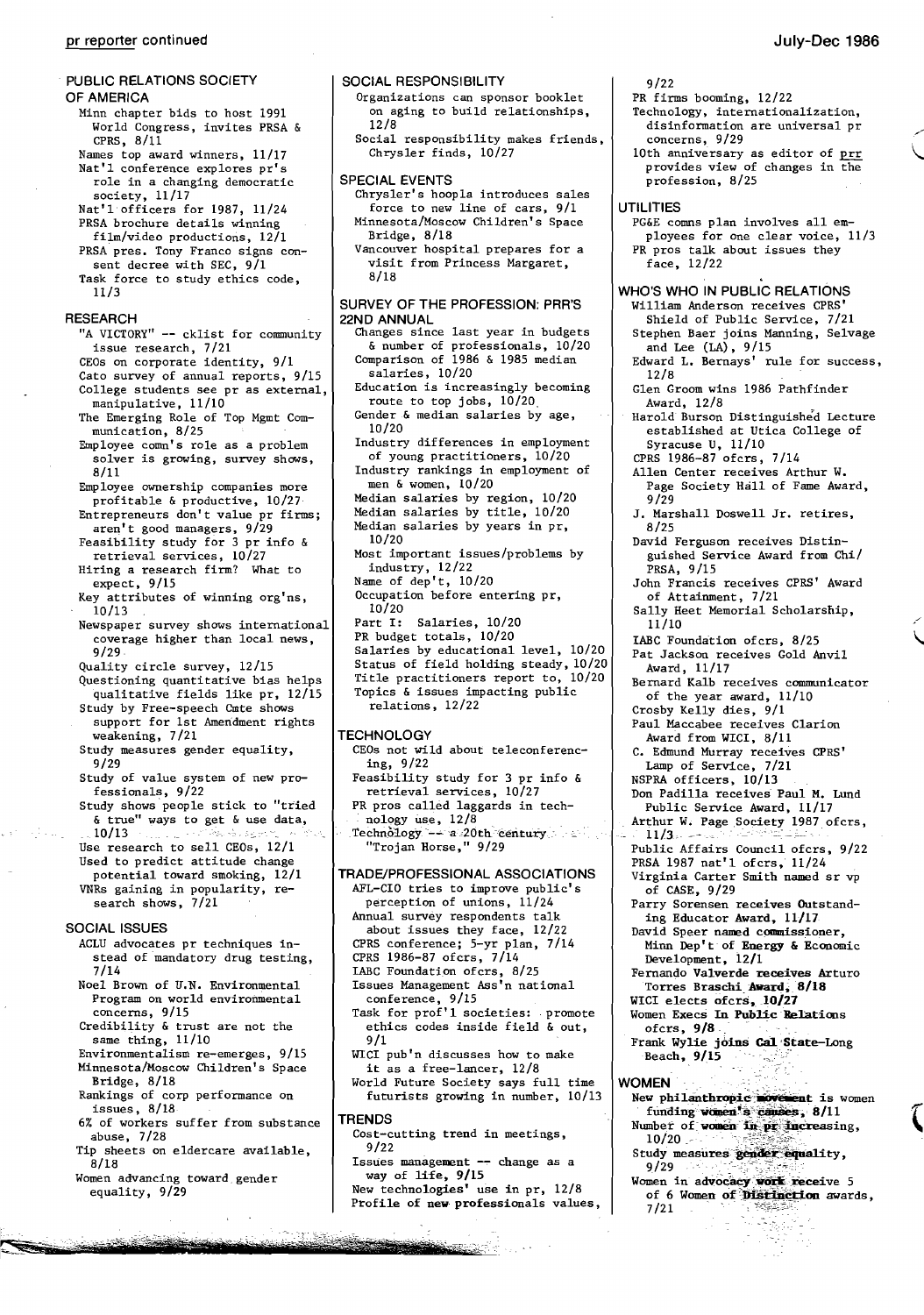## PUBLIC RELATIONS SOCIETY OF AMERICA

- Minn chapter bids to host 1991 World Congress, invites PRSA & CPRS, 8/11
- Names top award winners, 11/17
- Nat'l conference explores pr's role in a changing democratic society, 11/17
- Nat'l officers for 1987, 11/24
- PRSA brochure details winning film/video productions, 12/1
- PRSA pres. Tony Franco signs consent decree with SEC, 9/1
- Task force to study ethics code, 11/3

## RESEARCH

- "A VICTORY" -- cklist for community issue research, 7/21
- CEOs on corporate identity, 9/1
- Cato survey of annual reports, 9/15
- College students see pr as external, manipulative, 11/10
- The Emerging Role of Top Mgmt Communication, 8/25
- Employee comn's role as a problem solver is growing, survey shows, 8/11
- Employee ownership companies more profitable & productive, 10/27
- Entrepreneurs don't value pr firms; aren't good managers, 9/29
- Feasibility study for 3 pr info & retrieval services, 10/27
- Hiring a research firm? What to expect, 9/15
- Key attributes of winning org'ns, 10/13
- Newspaper survey shows international coverage higher than local news, 9/29
- Quality circle survey, 12/15
- Questioning quantitative bias helps qualitative fields like pr, 12/15
- Study by Free-speech Cmte shows support for 1st Amendment rights weakening, 7/21
- Study measures gender equality, 9/29
- Study of value system of new professionals, 9/22
- Study shows people stick to "tried & true" ways to get & use data, 10/13
- Use research to sell CEOs, 12/1
- Used to predict attitude change potential toward smoking, 12/1
- VNRs gaining in popularity, research shows, 7/21

## SOCIAL ISSUES

- ACLU advocates pr techniques instead of mandatory drug testing, 7/14
- Noel Brown of U.N. Environmental Program on world environmental concerns, 9/15
- Credibility & trust are not the same thing, 11/10
- Environmentalism re-emerges, 9/15
- Minnesota/Moscow Children's Space Bridge, 8/18
- Rankings of corp performance on issues, 8/18
- 6% of workers suffer from substance abuse, 7/28
- Tip sheets on eldercare available, 8/18
- Women advancing toward gender equality, 9/29

## SOCIAL RESPONSIBILITY

- Organizations can sponsor booklet on aging to build relationships, 12/8
- Social responsibility makes friends, Chrysler finds, 10/27

## SPECIAL EVENTS

- Chrysler's hoopla introduces sales force to new line of cars, 9/1
- Minnesota/Moscow Children's Space Bridge, 8/18
- Vancouver hospital prepares for a visit from Princess Margaret, 8/18

## SURVEY OF THE PROFESSION: PRR'S 22ND ANNUAL

- Changes since last year in budgets & number of professionals, 10/20
- Comparison of 1986 & 1985 median salaries, 10/20
- Education is increasingly becoming route to top jobs, 10/20
- Gender & median salaries by age, 10/20
- Industry differences in employment of young practitioners, 10/20
- Industry rankings in employment of men & women, 10/20
- Median salaries by region, 10/20
- Median salaries by title, 10/20
- Median salaries by years in pr, 10/20
- Most important issues/problems by industry, 12/22
- Name of dep't, 10/20
- Occupation before entering pr, 10/20
- Part I: Salaries, 10/20
- PR budget totals, 10/20
- Salaries by educational level, 10/20
- Status of field holding steady, 10/20
- Title practitioners report to, 10/20
- Topics & issues impacting public relations, 12/22

## TECHNOLOGY

- CEOs not wild about teleconferencing, 9/22
- Feasibility study for 3 pr info & retrieval services, 10/27
- PR pros called laggards in technology use, 12/8
- Technology -- a 20th century "Trojan Horse," 9/29

## TRADE/PROFESSIONAL ASSOCIATIONS

- AFL-CIO tries to improve public's perception of unions, 11/24
- Annual survey respondents talk about issues they face, 12/22
- CPRS conference; 5-yr plan, 7/14
- CPRS 1986-87 ofcrs, 7/14
- IABC Foundation ofcrs, 8/25
- Issues Management Ass'n national conference, 9/15
- Task for prof'l societies: promote ethics codes inside field & out, 9/1
- WICI pub'n discusses how to make it as a free-lancer, 12/8
- World Future Society says full time futurists growing in number, 10/13

## TRENDS

- Cost-cutting trend in meetings, 9/22
- Issues management -- change as a way of life, 9/15
- New technologies' use in pr, 12/8
- Profile of new professionals values, 9/22
- PR firms booming, 12/22
- Technology, internationalization, disinformation are universal pr concerns, 9/29
- 10th anniversary as editor of prr provides view of changes in the profession, 8/25

## UTILITIES

- PG&E comns plan involves all employees for one clear voice, 11/3
- PR pros talk about issues they face, 12/22

## WHO'S WHO IN PUBLIC RELATIONS

- William Anderson receives CPRS' Shield of Public Service, 7/21
- Stephen Baer joins Manning, Selvage and Lee (LA), 9/15
- Edward L. Bernays' rule for success, 12/8
- Glen Groom wins 1986 Pathfinder Award, 12/8
- Harold Burson Distinguished Lecture established at Utica College of Syracuse U, 11/10
- CPRS 1986-87 ofcrs, 7/14
- Allen Center receives Arthur W. Page Society Hall of Fame Award, 9/29
- J. Marshall Doswell Jr. retires, 8/25
- David Ferguson receives Distinguished Service Award from Chi/PRSA, 9/15
- John Francis receives CPRS' Award of Attainment, 7/21
- Sally Heet Memorial Scholarship, 11/10
- IABC Foundation ofcrs, 8/25
- Pat Jackson receives Gold Anvil Award, 11/17
- Bernard Kalb receives communicator of the year award, 11/10
- Crosby Kelly dies, 9/1
- Paul Maccabee receives Clarion Award from WICI, 8/11
- C. Edmund Murray receives CPRS' Lamp of Service, 7/21
- NSPRA officers, 10/13
- Don Padilla receives Paul M. Lund Public Service Award, 11/17
- Arthur W. Page Society 1987 ofcrs, 11/3
- Public Affairs Council ofcrs, 9/22
- PRSA 1987 nat'l ofcrs, 11/24
- Virginia Carter Smith named sr vp of CASE, 9/29
- Parry Sorensen receives Outstanding Educator Award, 11/17
- David Speer named commissioner, Minn Dep't of Energy & Economic Development, 12/1
- Fernando Valverde receives Arturo Torres Braschi Award, 8/18
- WICI elects ofcrs, 10/27
- Women Execs In Public Relations ofcrs, 9/8
- Frank Wylie joins Cal State-Long Beach, 9/15

## WOMEN

- New philanthropic movement is women funding women's causes, 8/11
- Number of women in pr increasing, 10/20
- Study measures gender equality, 9/29
- Women in advocacy work receive 5 of 6 Women of Distinction awards, 7/21